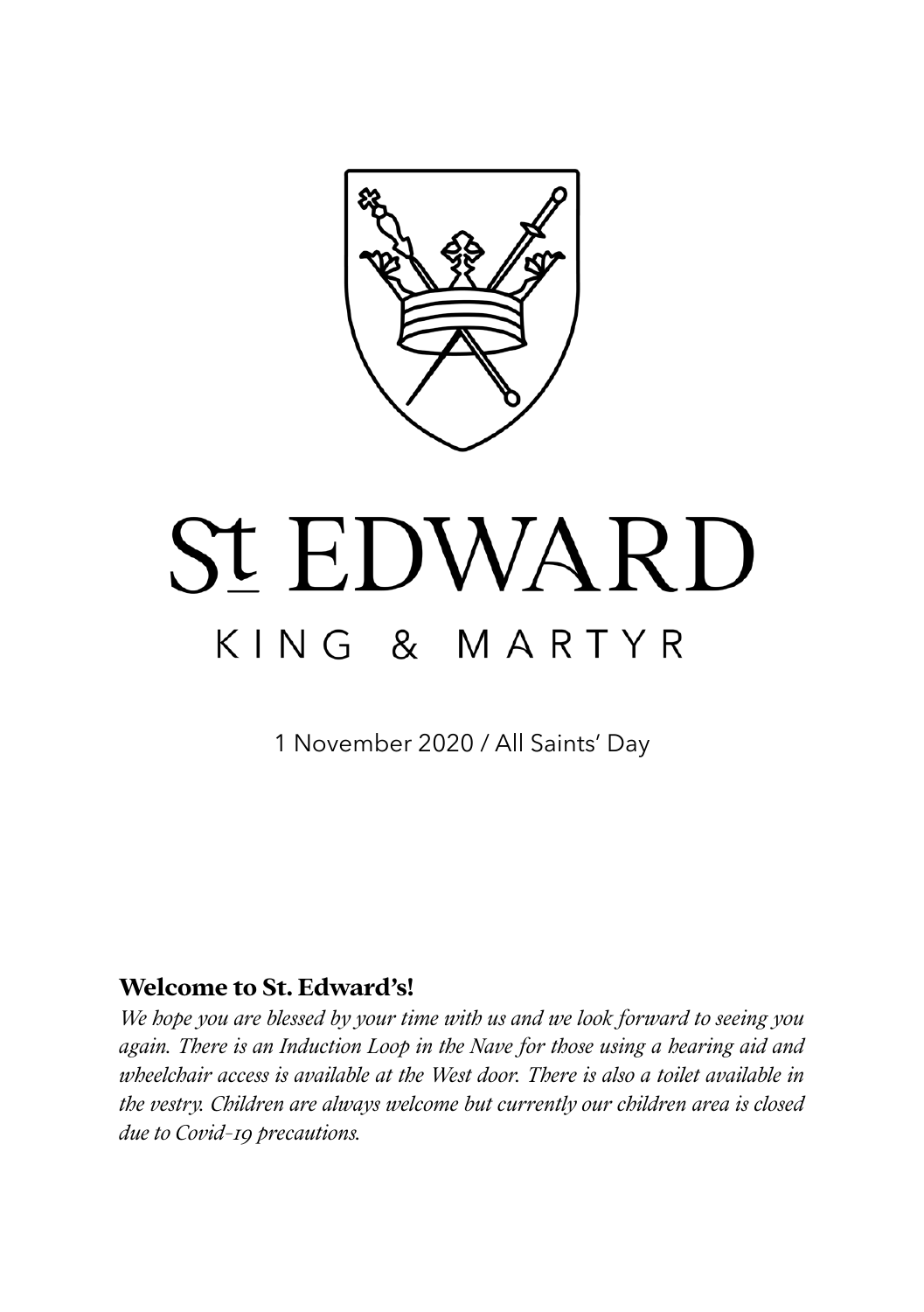# St EDWARD

## KING & MARTYR

1 November 2020 / All Saints' Day

**Welcome to St. Edward's!**

*We hope you are blessed by your time with us and we look forward to seeing you again. There is an Induction Loop in the Nave for those using a hearing aid and wheelchair access is available at the West door. There is also a toilet available in the vestry. Children are always welcome but currently our children area is closed due to Covid-19 precautions.*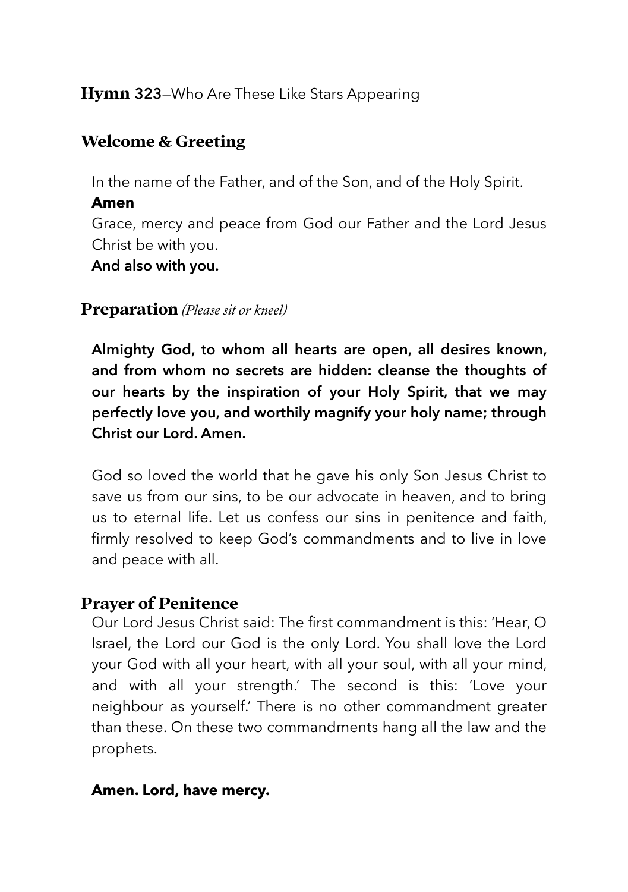**Hymn 323**–Who Are These Like Stars Appearing

## Welcome & Greeting

In the name of the Father, and of the Son, and of the Holy Spirit.

**Amen**

Grace, mercy and peace from God our Father and the Lord Jesus Christ be with you.

**And also with you.**

## Preparation *(Please sit or kneel)*

**Almighty God, to whom all hearts are open, all desires known, and from whom no secrets are hidden: cleanse the thoughts of our hearts by the inspiration of your Holy Spirit, that we may perfectly love you, and worthily magnify your holy name; through Christ our Lord. Amen.**

God so loved the world that he gave his only Son Jesus Christ to save us from our sins, to be our advocate in heaven, and to bring us to eternal life. Let us confess our sins in penitence and faith, firmly resolved to keep God's commandments and to live in love and peace with all.

## Prayer of Penitence

Our Lord Jesus Christ said: The first commandment is this: 'Hear, O Israel, the Lord our God is the only Lord. You shall love the Lord your God with all your heart, with all your soul, with all your mind, and with all your strength.' The second is this: 'Love your neighbour as yourself.' There is no other commandment greater than these. On these two commandments hang all the law and the prophets.

**Amen. Lord, have mercy.**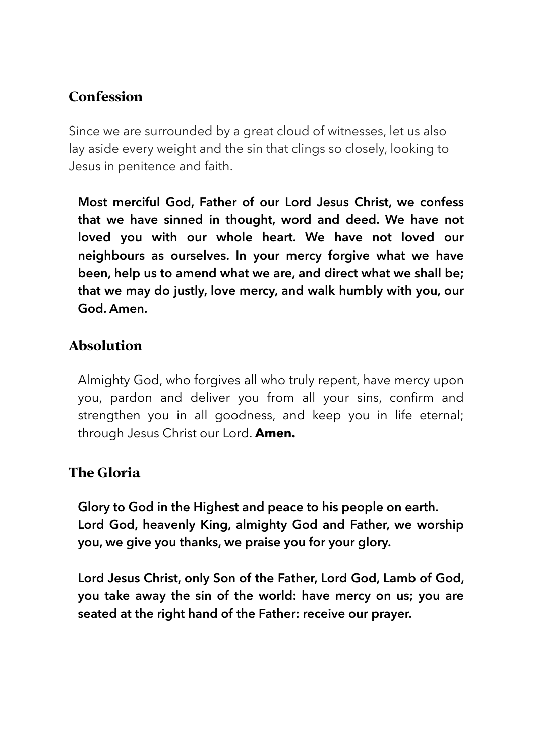## Confession

Since we are surrounded by a great cloud of witnesses, let us also lay aside every weight and the sin that clings so closely, looking to Jesus in penitence and faith.

**Most merciful God, Father of our Lord Jesus Christ, we confess that we have sinned in thought, word and deed. We have not loved you with our whole heart. We have not loved our neighbours as ourselves. In your mercy forgive what we have been, help us to amend what we are, and direct what we shall be; that we may do justly, love mercy, and walk humbly with you, our God. Amen.**

## Absolution

Almighty God, who forgives all who truly repent, have mercy upon you, pardon and deliver you from all your sins, confirm and strengthen you in all goodness, and keep you in life eternal; through Jesus Christ our Lord. **Amen.**

## The Gloria

**Glory to God in the Highest and peace to his people on earth.**
**Lord God, heavenly King, almighty God and Father, we worship you, we give you thanks, we praise you for your glory.**

**Lord Jesus Christ, only Son of the Father, Lord God, Lamb of God, you take away the sin of the world: have mercy on us; you are seated at the right hand of the Father: receive our prayer.**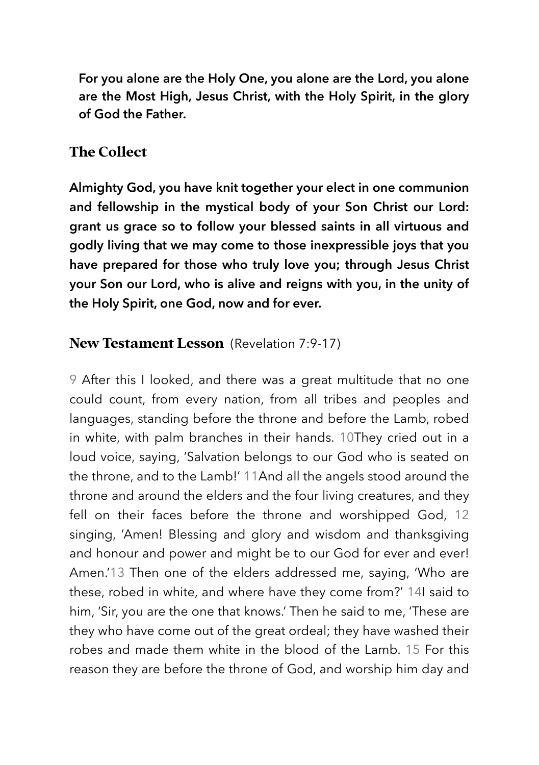**For you alone are the Holy One, you alone are the Lord, you alone are the Most High, Jesus Christ, with the Holy Spirit, in the glory of God the Father.**

## The Collect

**Almighty God, you have knit together your elect in one communion and fellowship in the mystical body of your Son Christ our Lord: grant us grace so to follow your blessed saints in all virtuous and godly living that we may come to those inexpressible joys that you have prepared for those who truly love you; through Jesus Christ your Son our Lord, who is alive and reigns with you, in the unity of the Holy Spirit, one God, now and for ever.**

## New Testament Lesson (Revelation 7:9-17)

9 After this I looked, and there was a great multitude that no one could count, from every nation, from all tribes and peoples and languages, standing before the throne and before the Lamb, robed in white, with palm branches in their hands. 10They cried out in a loud voice, saying, 'Salvation belongs to our God who is seated on the throne, and to the Lamb!' 11And all the angels stood around the throne and around the elders and the four living creatures, and they fell on their faces before the throne and worshipped God, 12 singing, 'Amen! Blessing and glory and wisdom and thanksgiving and honour and power and might be to our God for ever and ever! Amen.'13 Then one of the elders addressed me, saying, 'Who are these, robed in white, and where have they come from?' 14I said to him, 'Sir, you are the one that knows.' Then he said to me, 'These are they who have come out of the great ordeal; they have washed their robes and made them white in the blood of the Lamb. 15 For this reason they are before the throne of God, and worship him day and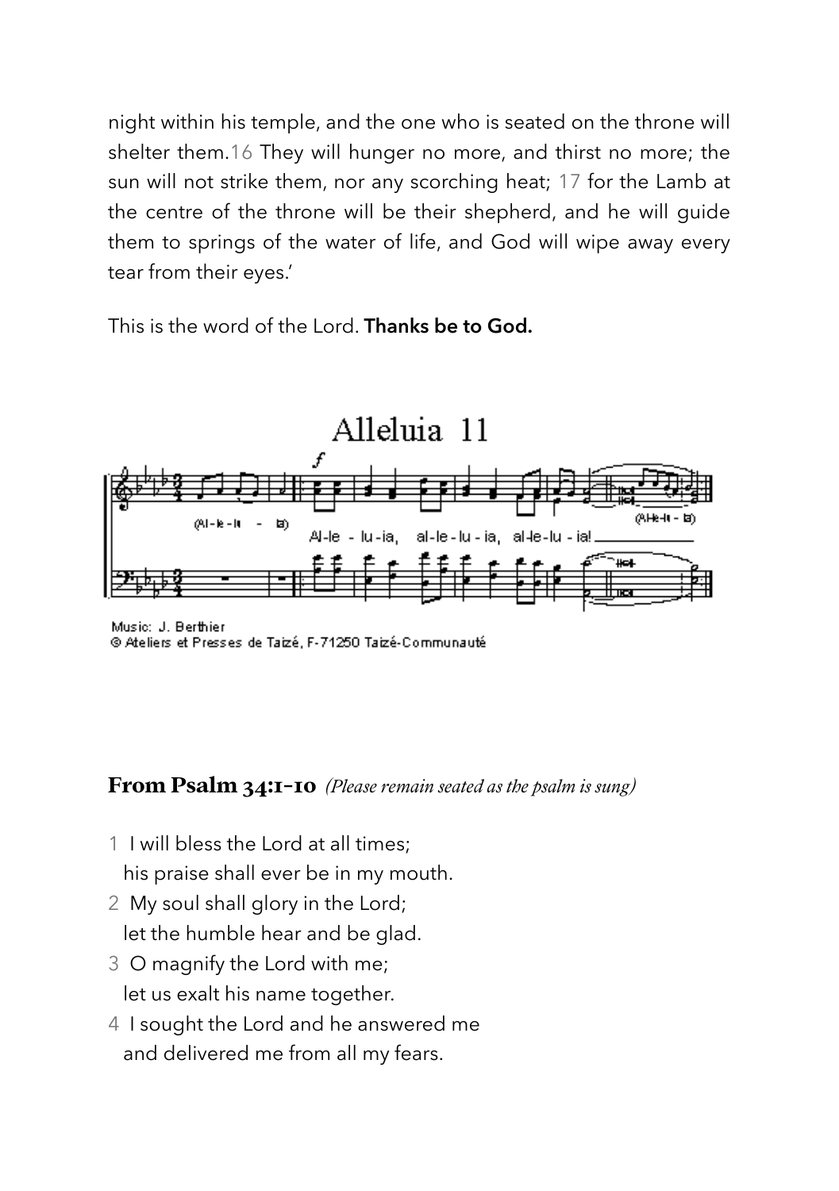night within his temple, and the one who is seated on the throne will shelter them.16 They will hunger no more, and thirst no more; the sun will not strike them, nor any scorching heat; 17 for the Lamb at the centre of the throne will be their shepherd, and he will guide them to springs of the water of life, and God will wipe away every tear from their eyes.'

This is the word of the Lord. **Thanks be to God.**

Alleluia 11

(Al-le-lu - ia) Al-le - lu-ia, al-le-lu-ia, al-le-lu-ia! (Al-le-lu - ia)

Music: J. Berthier
© Ateliers et Presses de Taizé, F-71250 Taizé-Communauté

## From Psalm 34:1-10 *(Please remain seated as the psalm is sung)*

1 I will bless the Lord at all times;
his praise shall ever be in my mouth.

2 My soul shall glory in the Lord;
let the humble hear and be glad.

3 O magnify the Lord with me;
let us exalt his name together.

4 I sought the Lord and he answered me
and delivered me from all my fears.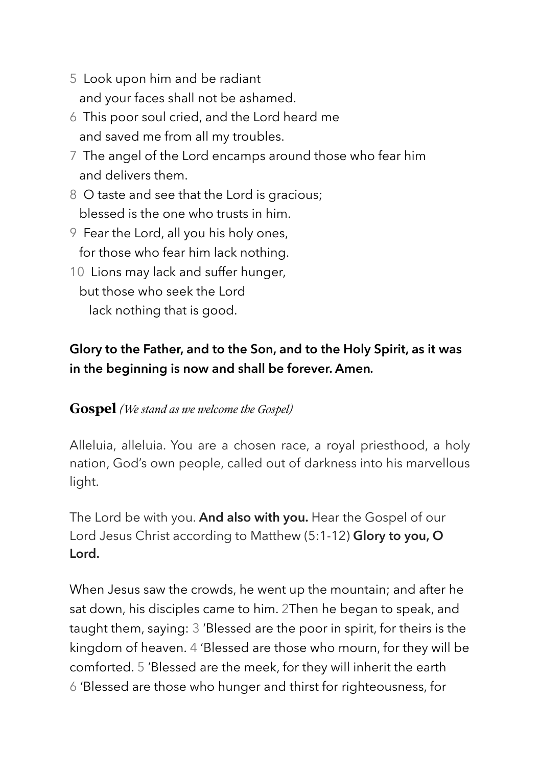5 Look upon him and be radiant
and your faces shall not be ashamed.
6 This poor soul cried, and the Lord heard me
and saved me from all my troubles.
7 The angel of the Lord encamps around those who fear him
and delivers them.
8 O taste and see that the Lord is gracious;
blessed is the one who trusts in him.
9 Fear the Lord, all you his holy ones,
for those who fear him lack nothing.
10 Lions may lack and suffer hunger,
but those who seek the Lord
lack nothing that is good.

**Glory to the Father, and to the Son, and to the Holy Spirit, as it was in the beginning is now and shall be forever. Amen.**

**Gospel** *(We stand as we welcome the Gospel)*

Alleluia, alleluia. You are a chosen race, a royal priesthood, a holy nation, God's own people, called out of darkness into his marvellous light.

The Lord be with you. **And also with you.** Hear the Gospel of our Lord Jesus Christ according to Matthew (5:1-12) **Glory to you, O Lord.**

When Jesus saw the crowds, he went up the mountain; and after he sat down, his disciples came to him. 2Then he began to speak, and taught them, saying: 3 'Blessed are the poor in spirit, for theirs is the kingdom of heaven. 4 'Blessed are those who mourn, for they will be comforted. 5 'Blessed are the meek, for they will inherit the earth 6 'Blessed are those who hunger and thirst for righteousness, for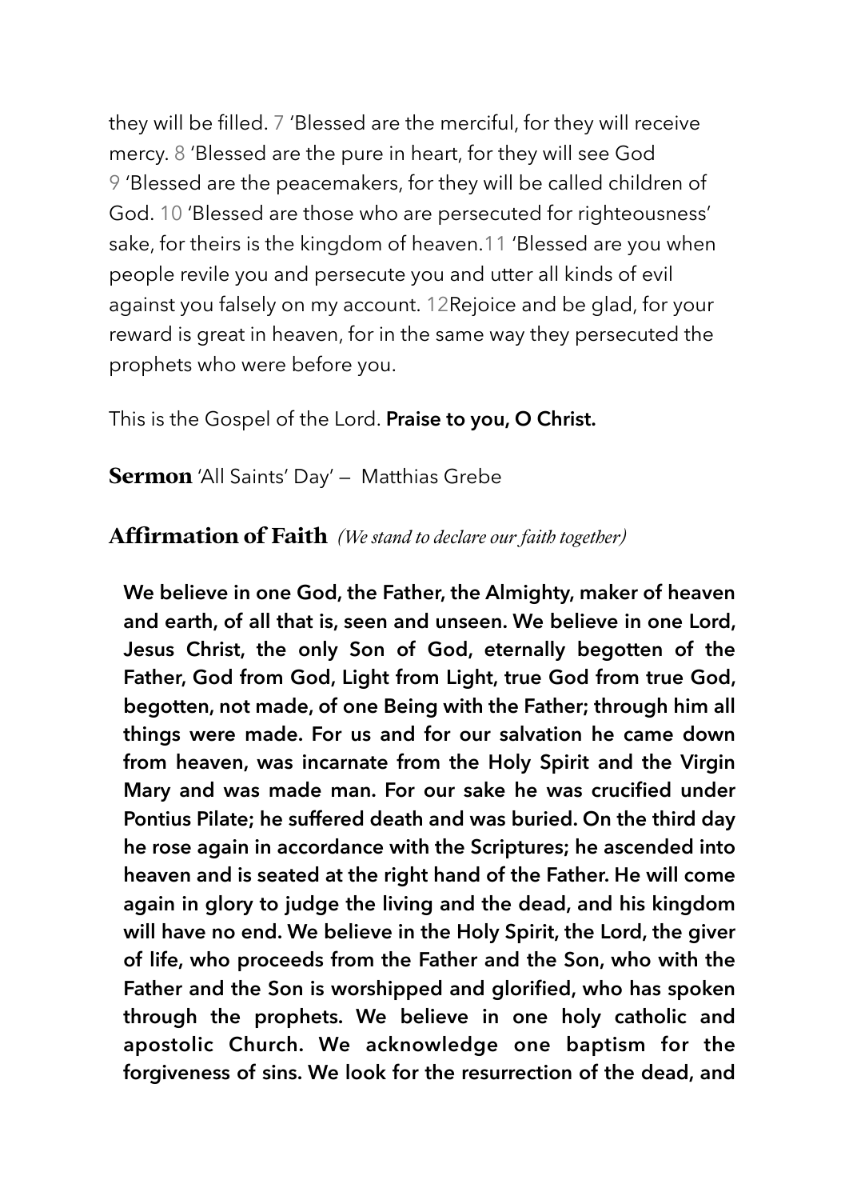they will be filled. 7 'Blessed are the merciful, for they will receive mercy. 8 'Blessed are the pure in heart, for they will see God 9 'Blessed are the peacemakers, for they will be called children of God. 10 'Blessed are those who are persecuted for righteousness' sake, for theirs is the kingdom of heaven.11 'Blessed are you when people revile you and persecute you and utter all kinds of evil against you falsely on my account. 12Rejoice and be glad, for your reward is great in heaven, for in the same way they persecuted the prophets who were before you.

This is the Gospel of the Lord. **Praise to you, O Christ.**

**Sermon** 'All Saints' Day' — Matthias Grebe

## Affirmation of Faith *(We stand to declare our faith together)*

**We believe in one God, the Father, the Almighty, maker of heaven and earth, of all that is, seen and unseen. We believe in one Lord, Jesus Christ, the only Son of God, eternally begotten of the Father, God from God, Light from Light, true God from true God, begotten, not made, of one Being with the Father; through him all things were made. For us and for our salvation he came down from heaven, was incarnate from the Holy Spirit and the Virgin Mary and was made man. For our sake he was crucified under Pontius Pilate; he suffered death and was buried. On the third day he rose again in accordance with the Scriptures; he ascended into heaven and is seated at the right hand of the Father. He will come again in glory to judge the living and the dead, and his kingdom will have no end. We believe in the Holy Spirit, the Lord, the giver of life, who proceeds from the Father and the Son, who with the Father and the Son is worshipped and glorified, who has spoken through the prophets. We believe in one holy catholic and apostolic Church. We acknowledge one baptism for the forgiveness of sins. We look for the resurrection of the dead, and**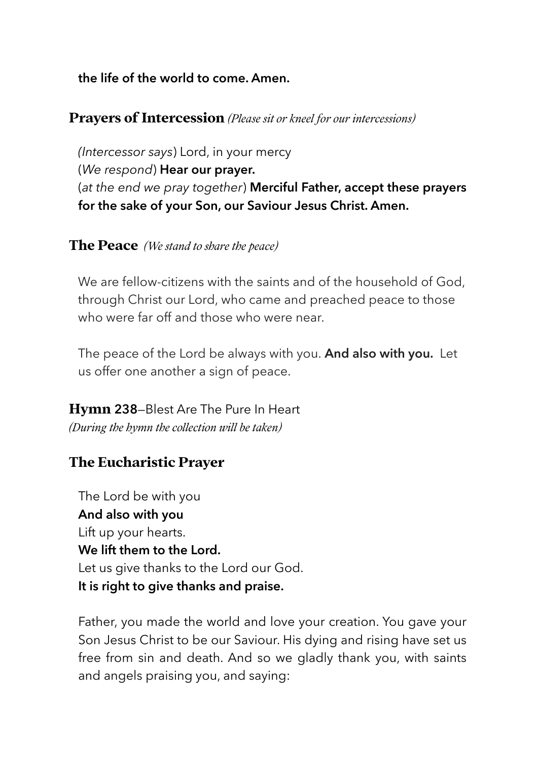**the life of the world to come. Amen.**

## Prayers of Intercession *(Please sit or kneel for our intercessions)*

*(Intercessor says*) Lord, in your mercy
(*We respond*) **Hear our prayer.**
(*at the end we pray together*) **Merciful Father, accept these prayers for the sake of your Son, our Saviour Jesus Christ. Amen.**

## The Peace *(We stand to share the peace)*

We are fellow-citizens with the saints and of the household of God, through Christ our Lord, who came and preached peace to those who were far off and those who were near.

The peace of the Lord be always with you. **And also with you.** Let us offer one another a sign of peace.

**Hymn 238**—Blest Are The Pure In Heart
*(During the hymn the collection will be taken)*

## The Eucharistic Prayer

The Lord be with you
**And also with you**
Lift up your hearts.
**We lift them to the Lord.**
Let us give thanks to the Lord our God.
**It is right to give thanks and praise.**

Father, you made the world and love your creation. You gave your Son Jesus Christ to be our Saviour. His dying and rising have set us free from sin and death. And so we gladly thank you, with saints and angels praising you, and saying: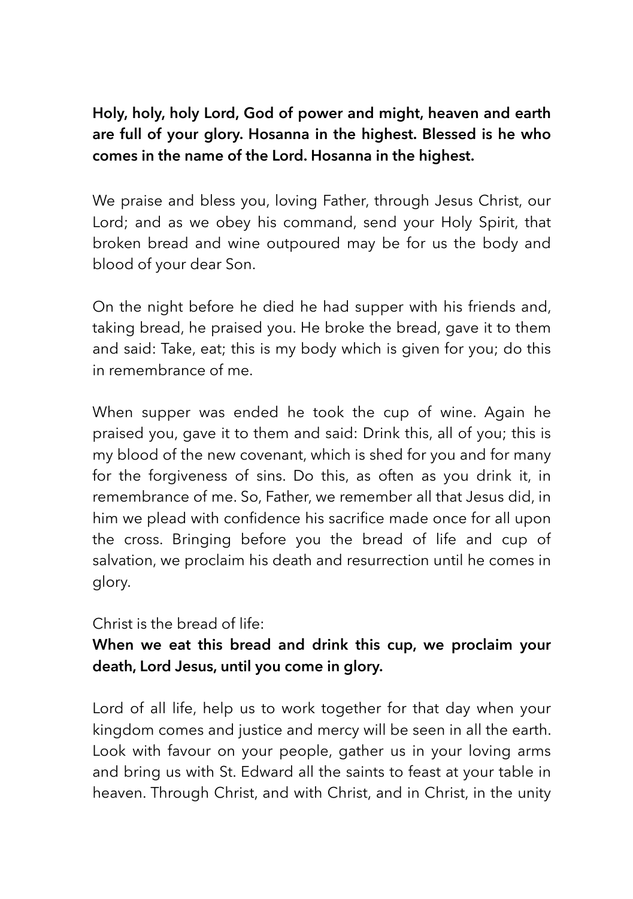**Holy, holy, holy Lord, God of power and might, heaven and earth are full of your glory. Hosanna in the highest. Blessed is he who comes in the name of the Lord. Hosanna in the highest.**

We praise and bless you, loving Father, through Jesus Christ, our Lord; and as we obey his command, send your Holy Spirit, that broken bread and wine outpoured may be for us the body and blood of your dear Son.

On the night before he died he had supper with his friends and, taking bread, he praised you. He broke the bread, gave it to them and said: Take, eat; this is my body which is given for you; do this in remembrance of me.

When supper was ended he took the cup of wine. Again he praised you, gave it to them and said: Drink this, all of you; this is my blood of the new covenant, which is shed for you and for many for the forgiveness of sins. Do this, as often as you drink it, in remembrance of me. So, Father, we remember all that Jesus did, in him we plead with confidence his sacrifice made once for all upon the cross. Bringing before you the bread of life and cup of salvation, we proclaim his death and resurrection until he comes in glory.

Christ is the bread of life:

**When we eat this bread and drink this cup, we proclaim your death, Lord Jesus, until you come in glory.**

Lord of all life, help us to work together for that day when your kingdom comes and justice and mercy will be seen in all the earth. Look with favour on your people, gather us in your loving arms and bring us with St. Edward all the saints to feast at your table in heaven. Through Christ, and with Christ, and in Christ, in the unity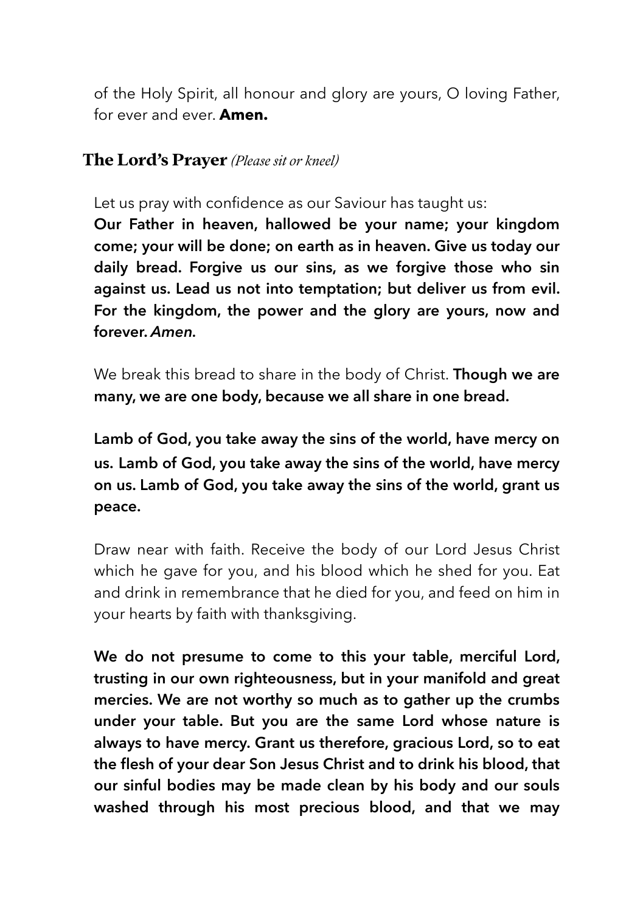of the Holy Spirit, all honour and glory are yours, O loving Father, for ever and ever. **Amen.**

## The Lord's Prayer *(Please sit or kneel)*

Let us pray with confidence as our Saviour has taught us:
**Our Father in heaven, hallowed be your name; your kingdom come; your will be done; on earth as in heaven. Give us today our daily bread. Forgive us our sins, as we forgive those who sin against us. Lead us not into temptation; but deliver us from evil. For the kingdom, the power and the glory are yours, now and forever.** ***Amen.***

We break this bread to share in the body of Christ. **Though we are many, we are one body, because we all share in one bread.**

**Lamb of God, you take away the sins of the world, have mercy on us. Lamb of God, you take away the sins of the world, have mercy on us. Lamb of God, you take away the sins of the world, grant us peace.**

Draw near with faith. Receive the body of our Lord Jesus Christ which he gave for you, and his blood which he shed for you. Eat and drink in remembrance that he died for you, and feed on him in your hearts by faith with thanksgiving.

**We do not presume to come to this your table, merciful Lord, trusting in our own righteousness, but in your manifold and great mercies. We are not worthy so much as to gather up the crumbs under your table. But you are the same Lord whose nature is always to have mercy. Grant us therefore, gracious Lord, so to eat the flesh of your dear Son Jesus Christ and to drink his blood, that our sinful bodies may be made clean by his body and our souls washed through his most precious blood, and that we may**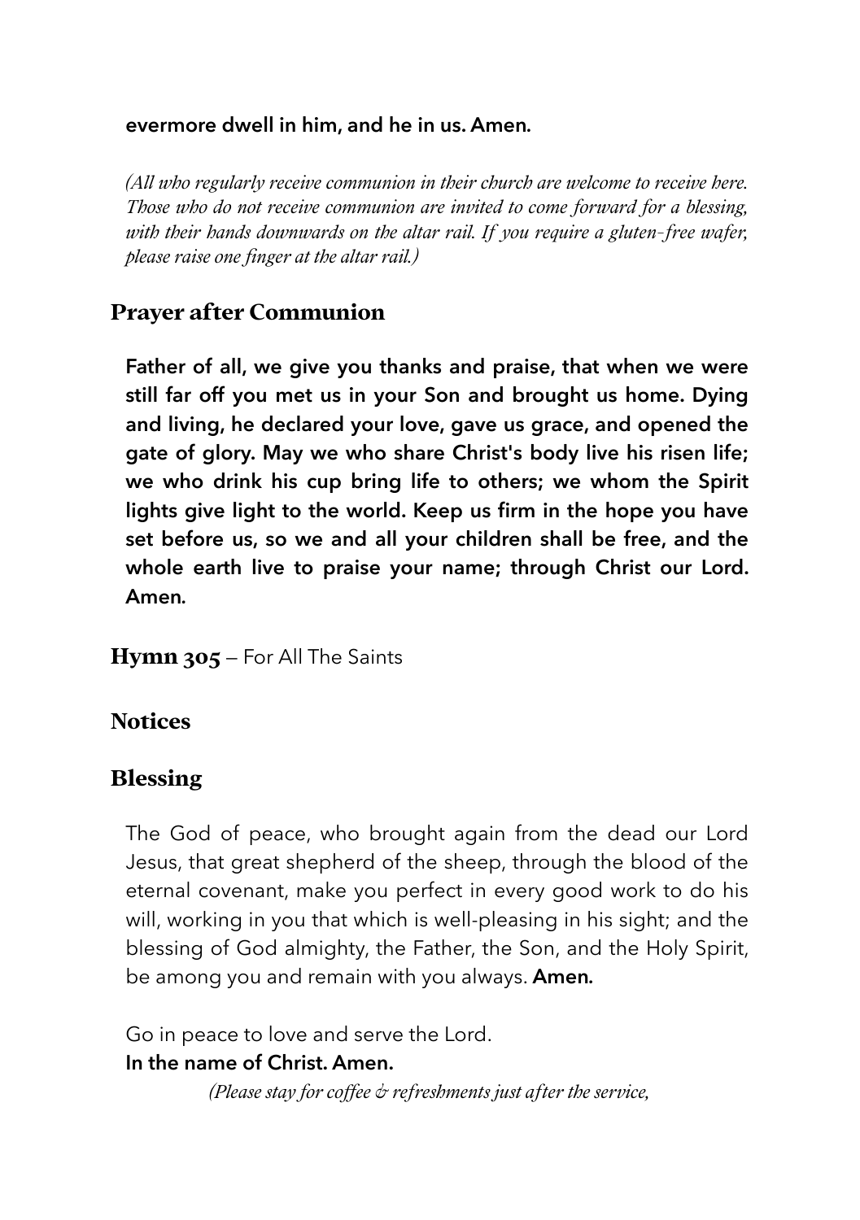**evermore dwell in him, and he in us. Amen.**

*(All who regularly receive communion in their church are welcome to receive here. Those who do not receive communion are invited to come forward for a blessing, with their hands downwards on the altar rail. If you require a gluten-free wafer, please raise one finger at the altar rail.)*

## Prayer after Communion

**Father of all, we give you thanks and praise, that when we were still far off you met us in your Son and brought us home. Dying and living, he declared your love, gave us grace, and opened the gate of glory. May we who share Christ's body live his risen life; we who drink his cup bring life to others; we whom the Spirit lights give light to the world. Keep us firm in the hope you have set before us, so we and all your children shall be free, and the whole earth live to praise your name; through Christ our Lord. Amen.**

**Hymn 305** – For All The Saints

## Notices

## Blessing

The God of peace, who brought again from the dead our Lord Jesus, that great shepherd of the sheep, through the blood of the eternal covenant, make you perfect in every good work to do his will, working in you that which is well-pleasing in his sight; and the blessing of God almighty, the Father, the Son, and the Holy Spirit, be among you and remain with you always. **Amen.**

Go in peace to love and serve the Lord.
**In the name of Christ. Amen.**

*(Please stay for coffee & refreshments just after the service,*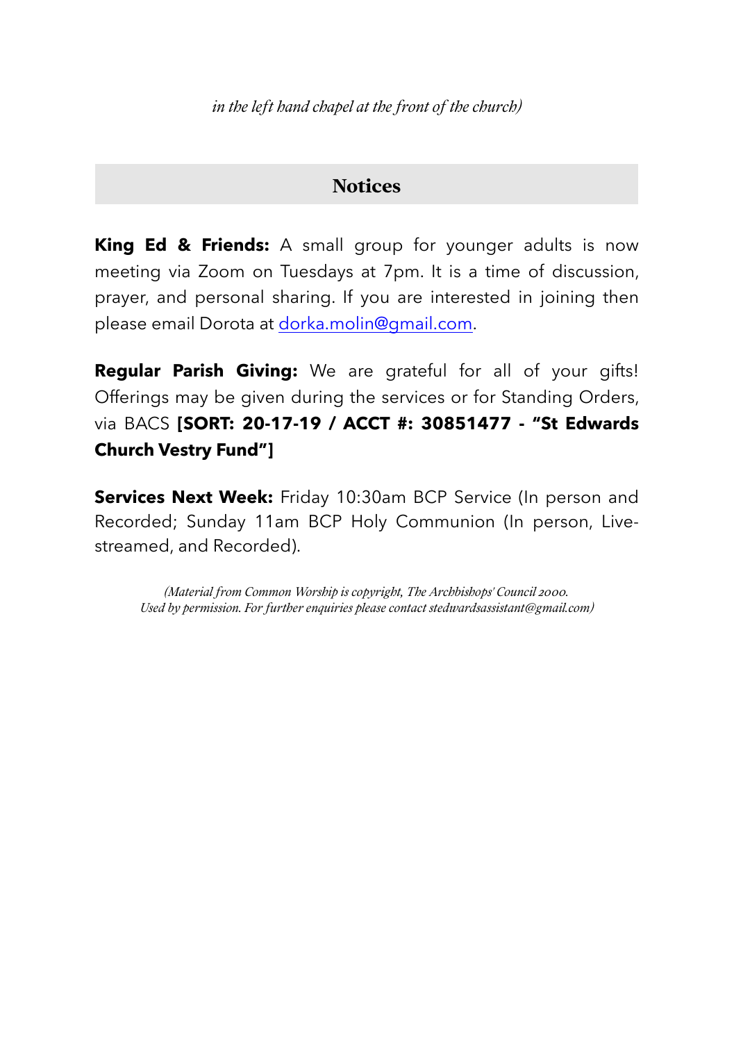*in the left hand chapel at the front of the church)*

## Notices

**King Ed & Friends:** A small group for younger adults is now meeting via Zoom on Tuesdays at 7pm. It is a time of discussion, prayer, and personal sharing. If you are interested in joining then please email Dorota at dorka.molin@gmail.com.

**Regular Parish Giving:** We are grateful for all of your gifts! Offerings may be given during the services or for Standing Orders, via BACS **[SORT: 20-17-19 / ACCT #: 30851477 - "St Edwards Church Vestry Fund"]**

**Services Next Week:** Friday 10:30am BCP Service (In person and Recorded; Sunday 11am BCP Holy Communion (In person, Live-streamed, and Recorded).

*(Material from Common Worship is copyright, The Archbishops' Council 2000. Used by permission. For further enquiries please contact stedwardsassistant@gmail.com)*